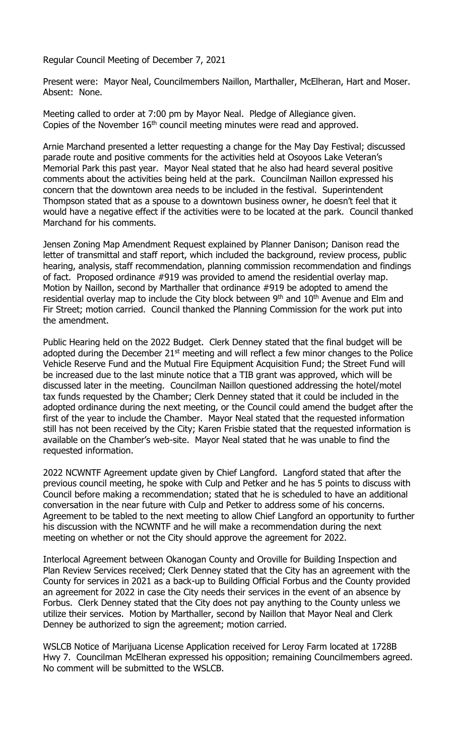Regular Council Meeting of December 7, 2021

Present were: Mayor Neal, Councilmembers Naillon, Marthaller, McElheran, Hart and Moser. Absent: None.

Meeting called to order at 7:00 pm by Mayor Neal. Pledge of Allegiance given. Copies of the November 16th council meeting minutes were read and approved.

Arnie Marchand presented a letter requesting a change for the May Day Festival; discussed parade route and positive comments for the activities held at Osoyoos Lake Veteran's Memorial Park this past year. Mayor Neal stated that he also had heard several positive comments about the activities being held at the park. Councilman Naillon expressed his concern that the downtown area needs to be included in the festival. Superintendent Thompson stated that as a spouse to a downtown business owner, he doesn't feel that it would have a negative effect if the activities were to be located at the park. Council thanked Marchand for his comments.

Jensen Zoning Map Amendment Request explained by Planner Danison; Danison read the letter of transmittal and staff report, which included the background, review process, public hearing, analysis, staff recommendation, planning commission recommendation and findings of fact. Proposed ordinance #919 was provided to amend the residential overlay map. Motion by Naillon, second by Marthaller that ordinance #919 be adopted to amend the residential overlay map to include the City block between 9th and 10th Avenue and Elm and Fir Street; motion carried. Council thanked the Planning Commission for the work put into the amendment.

Public Hearing held on the 2022 Budget. Clerk Denney stated that the final budget will be adopted during the December 21st meeting and will reflect a few minor changes to the Police Vehicle Reserve Fund and the Mutual Fire Equipment Acquisition Fund; the Street Fund will be increased due to the last minute notice that a TIB grant was approved, which will be discussed later in the meeting. Councilman Naillon questioned addressing the hotel/motel tax funds requested by the Chamber; Clerk Denney stated that it could be included in the adopted ordinance during the next meeting, or the Council could amend the budget after the first of the year to include the Chamber. Mayor Neal stated that the requested information still has not been received by the City; Karen Frisbie stated that the requested information is available on the Chamber's web-site. Mayor Neal stated that he was unable to find the requested information.

2022 NCWNTF Agreement update given by Chief Langford. Langford stated that after the previous council meeting, he spoke with Culp and Petker and he has 5 points to discuss with Council before making a recommendation; stated that he is scheduled to have an additional conversation in the near future with Culp and Petker to address some of his concerns. Agreement to be tabled to the next meeting to allow Chief Langford an opportunity to further his discussion with the NCWNTF and he will make a recommendation during the next meeting on whether or not the City should approve the agreement for 2022.

Interlocal Agreement between Okanogan County and Oroville for Building Inspection and Plan Review Services received; Clerk Denney stated that the City has an agreement with the County for services in 2021 as a back-up to Building Official Forbus and the County provided an agreement for 2022 in case the City needs their services in the event of an absence by Forbus. Clerk Denney stated that the City does not pay anything to the County unless we utilize their services. Motion by Marthaller, second by Naillon that Mayor Neal and Clerk Denney be authorized to sign the agreement; motion carried.

WSLCB Notice of Marijuana License Application received for Leroy Farm located at 1728B Hwy 7. Councilman McElheran expressed his opposition; remaining Councilmembers agreed. No comment will be submitted to the WSLCB.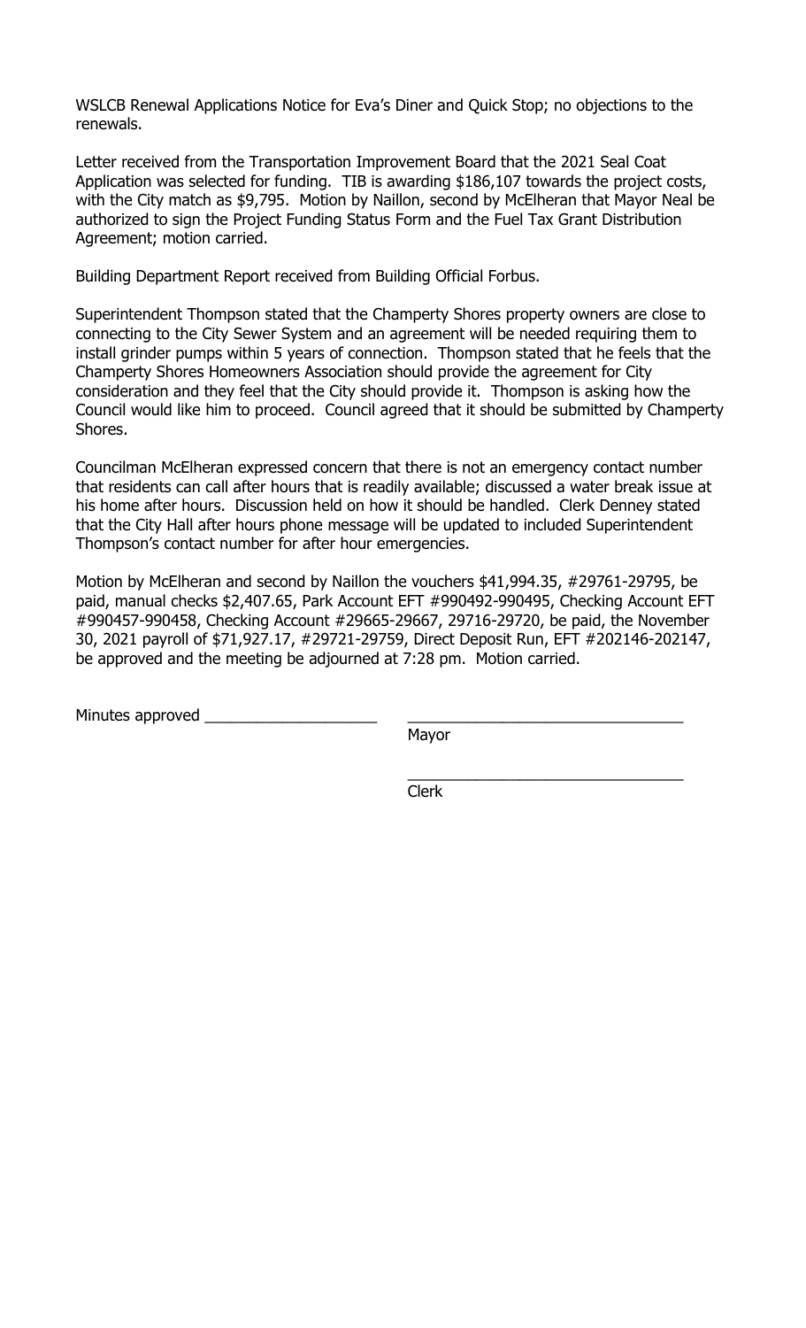WSLCB Renewal Applications Notice for Eva's Diner and Quick Stop; no objections to the renewals.

Letter received from the Transportation Improvement Board that the 2021 Seal Coat Application was selected for funding. TIB is awarding $186,107 towards the project costs, with the City match as $9,795. Motion by Naillon, second by McElheran that Mayor Neal be authorized to sign the Project Funding Status Form and the Fuel Tax Grant Distribution Agreement; motion carried.

Building Department Report received from Building Official Forbus.

Superintendent Thompson stated that the Champerty Shores property owners are close to connecting to the City Sewer System and an agreement will be needed requiring them to install grinder pumps within 5 years of connection. Thompson stated that he feels that the Champerty Shores Homeowners Association should provide the agreement for City consideration and they feel that the City should provide it. Thompson is asking how the Council would like him to proceed. Council agreed that it should be submitted by Champerty Shores.

Councilman McElheran expressed concern that there is not an emergency contact number that residents can call after hours that is readily available; discussed a water break issue at his home after hours. Discussion held on how it should be handled. Clerk Denney stated that the City Hall after hours phone message will be updated to included Superintendent Thompson's contact number for after hour emergencies.

Motion by McElheran and second by Naillon the vouchers $41,994.35, #29761-29795, be paid, manual checks $2,407.65, Park Account EFT #990492-990495, Checking Account EFT #990457-990458, Checking Account #29665-29667, 29716-29720, be paid, the November 30, 2021 payroll of $71,927.17, #29721-29759, Direct Deposit Run, EFT #202146-202147, be approved and the meeting be adjourned at 7:28 pm. Motion carried.

Minutes approved ____________________ ________________________________
Mayor

________________________________
Clerk